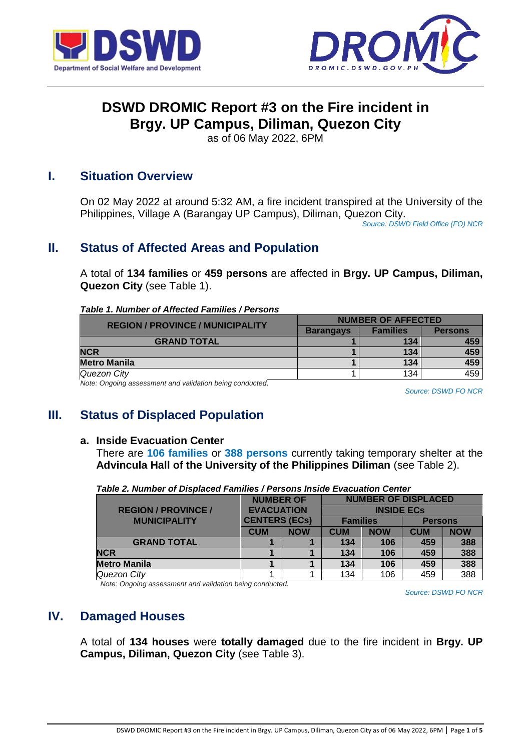# DSWD DROMIC Report #3 on the Fire incident in Brgy. UP Campus, Diliman, Quezon City

as of 06 May 2022, 6PM

## I. Situation Overview

On 02 May 2022 at around 5:32 AM, a fire incident transpired at the University of the Philippines, Village A (Barangay UP Campus), Diliman, Quezon City.

*Source: DSWD Field Office (FO) NCR*

## II. Status of Affected Areas and Population

A total of **134 families** or **459 persons** are affected in **Brgy. UP Campus, Diliman, Quezon City** (see Table 1).

***Table 1. Number of Affected Families / Persons***

| REGION / PROVINCE / MUNICIPALITY | NUMBER OF AFFECTED | | |
|---|---|---|---|
| | Barangays | Families | Persons |
| **GRAND TOTAL** | **1** | **134** | **459** |
| **NCR** | **1** | **134** | **459** |
| **Metro Manila** | **1** | **134** | **459** |
| *Quezon City* | 1 | 134 | 459 |

*Note: Ongoing assessment and validation being conducted.*

*Source: DSWD FO NCR*

## III. Status of Displaced Population

### a. Inside Evacuation Center

There are **106 families** or **388 persons** currently taking temporary shelter at the **Advincula Hall of the University of the Philippines Diliman** (see Table 2).

***Table 2. Number of Displaced Families / Persons Inside Evacuation Center***

| REGION / PROVINCE / MUNICIPALITY | NUMBER OF EVACUATION CENTERS (ECs) | | NUMBER OF DISPLACED INSIDE ECs | | | |
|---|---|---|---|---|---|---|
| | | | Families | | Persons | |
| | CUM | NOW | CUM | NOW | CUM | NOW |
| **GRAND TOTAL** | **1** | **1** | **134** | **106** | **459** | **388** |
| **NCR** | **1** | **1** | **134** | **106** | **459** | **388** |
| **Metro Manila** | **1** | **1** | **134** | **106** | **459** | **388** |
| *Quezon City* | 1 | 1 | 134 | 106 | 459 | 388 |

*Note: Ongoing assessment and validation being conducted.*

*Source: DSWD FO NCR*

## IV. Damaged Houses

A total of **134 houses** were **totally damaged** due to the fire incident in **Brgy. UP Campus, Diliman, Quezon City** (see Table 3).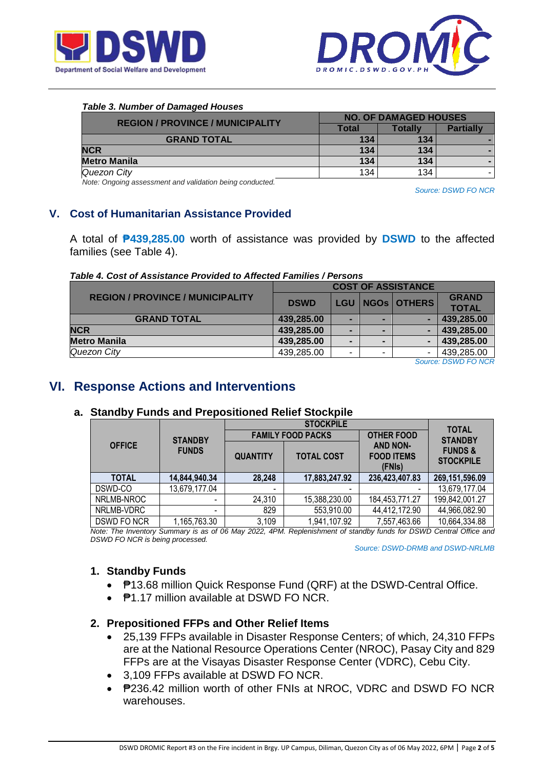*Table 3. Number of Damaged Houses*

| REGION / PROVINCE / MUNICIPALITY | NO. OF DAMAGED HOUSES | | |
|---|---|---|---|
| | Total | Totally | Partially |
| **GRAND TOTAL** | **134** | **134** | **-** |
| **NCR** | **134** | **134** | **-** |
| **Metro Manila** | **134** | **134** | **-** |
| *Quezon City* | 134 | 134 | - |

*Note: Ongoing assessment and validation being conducted.*

*Source: DSWD FO NCR*

## V. Cost of Humanitarian Assistance Provided

A total of **₱439,285.00** worth of assistance was provided by **DSWD** to the affected families (see Table 4).

*Table 4. Cost of Assistance Provided to Affected Families / Persons*

| REGION / PROVINCE / MUNICIPALITY | COST OF ASSISTANCE | | | | |
|---|---|---|---|---|---|
| | DSWD | LGU | NGOs | OTHERS | GRAND TOTAL |
| **GRAND TOTAL** | **439,285.00** | **-** | **-** | **-** | **439,285.00** |
| **NCR** | **439,285.00** | **-** | **-** | **-** | **439,285.00** |
| **Metro Manila** | **439,285.00** | **-** | **-** | **-** | **439,285.00** |
| *Quezon City* | 439,285.00 | - | - | - | 439,285.00 |

*Source: DSWD FO NCR*

## VI. Response Actions and Interventions

### a. Standby Funds and Prepositioned Relief Stockpile

| OFFICE | STANDBY FUNDS | STOCKPILE | | | TOTAL STANDBY FUNDS & STOCKPILE |
|---|---|---|---|---|---|
| | | FAMILY FOOD PACKS | | OTHER FOOD AND NON-FOOD ITEMS (FNIs) | |
| | | QUANTITY | TOTAL COST | | |
| **TOTAL** | **14,844,940.34** | **28,248** | **17,883,247.92** | **236,423,407.83** | **269,151,596.09** |
| DSWD-CO | 13,679,177.04 | - | - | - | 13,679,177.04 |
| NRLMB-NROC | - | 24,310 | 15,388,230.00 | 184,453,771.27 | 199,842,001.27 |
| NRLMB-VDRC | - | 829 | 553,910.00 | 44,412,172.90 | 44,966,082.90 |
| DSWD FO NCR | 1,165,763.30 | 3,109 | 1,941,107.92 | 7,557,463.66 | 10,664,334.88 |

*Note: The Inventory Summary is as of 06 May 2022, 4PM. Replenishment of standby funds for DSWD Central Office and DSWD FO NCR is being processed.*

*Source: DSWD-DRMB and DSWD-NRLMB*

#### 1. Standby Funds

- ₱13.68 million Quick Response Fund (QRF) at the DSWD-Central Office.
- ₱1.17 million available at DSWD FO NCR.

#### 2. Prepositioned FFPs and Other Relief Items

- 25,139 FFPs available in Disaster Response Centers; of which, 24,310 FFPs are at the National Resource Operations Center (NROC), Pasay City and 829 FFPs are at the Visayas Disaster Response Center (VDRC), Cebu City.
- 3,109 FFPs available at DSWD FO NCR.
- ₱236.42 million worth of other FNIs at NROC, VDRC and DSWD FO NCR warehouses.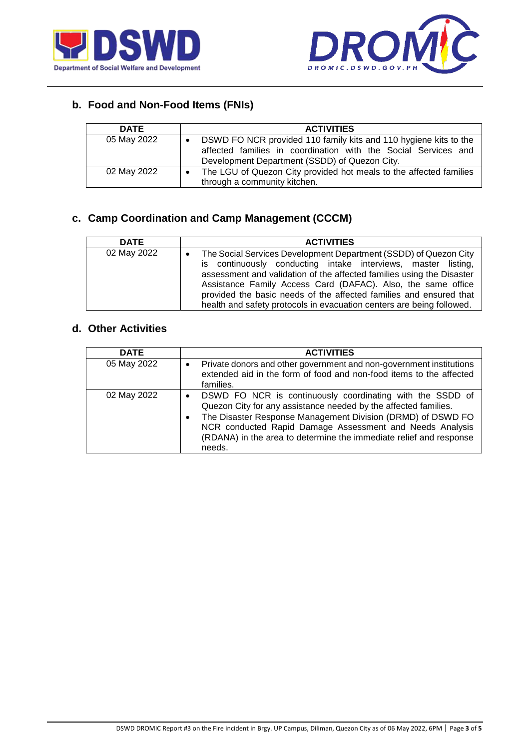## b. Food and Non-Food Items (FNIs)

| DATE | ACTIVITIES |
|---|---|
| 05 May 2022 | • DSWD FO NCR provided 110 family kits and 110 hygiene kits to the affected families in coordination with the Social Services and Development Department (SSDD) of Quezon City. |
| 02 May 2022 | • The LGU of Quezon City provided hot meals to the affected families through a community kitchen. |

## c. Camp Coordination and Camp Management (CCCM)

| DATE | ACTIVITIES |
|---|---|
| 02 May 2022 | • The Social Services Development Department (SSDD) of Quezon City is continuously conducting intake interviews, master listing, assessment and validation of the affected families using the Disaster Assistance Family Access Card (DAFAC). Also, the same office provided the basic needs of the affected families and ensured that health and safety protocols in evacuation centers are being followed. |

## d. Other Activities

| DATE | ACTIVITIES |
|---|---|
| 05 May 2022 | • Private donors and other government and non-government institutions extended aid in the form of food and non-food items to the affected families. |
| 02 May 2022 | • DSWD FO NCR is continuously coordinating with the SSDD of Quezon City for any assistance needed by the affected families.<br>• The Disaster Response Management Division (DRMD) of DSWD FO NCR conducted Rapid Damage Assessment and Needs Analysis (RDANA) in the area to determine the immediate relief and response needs. |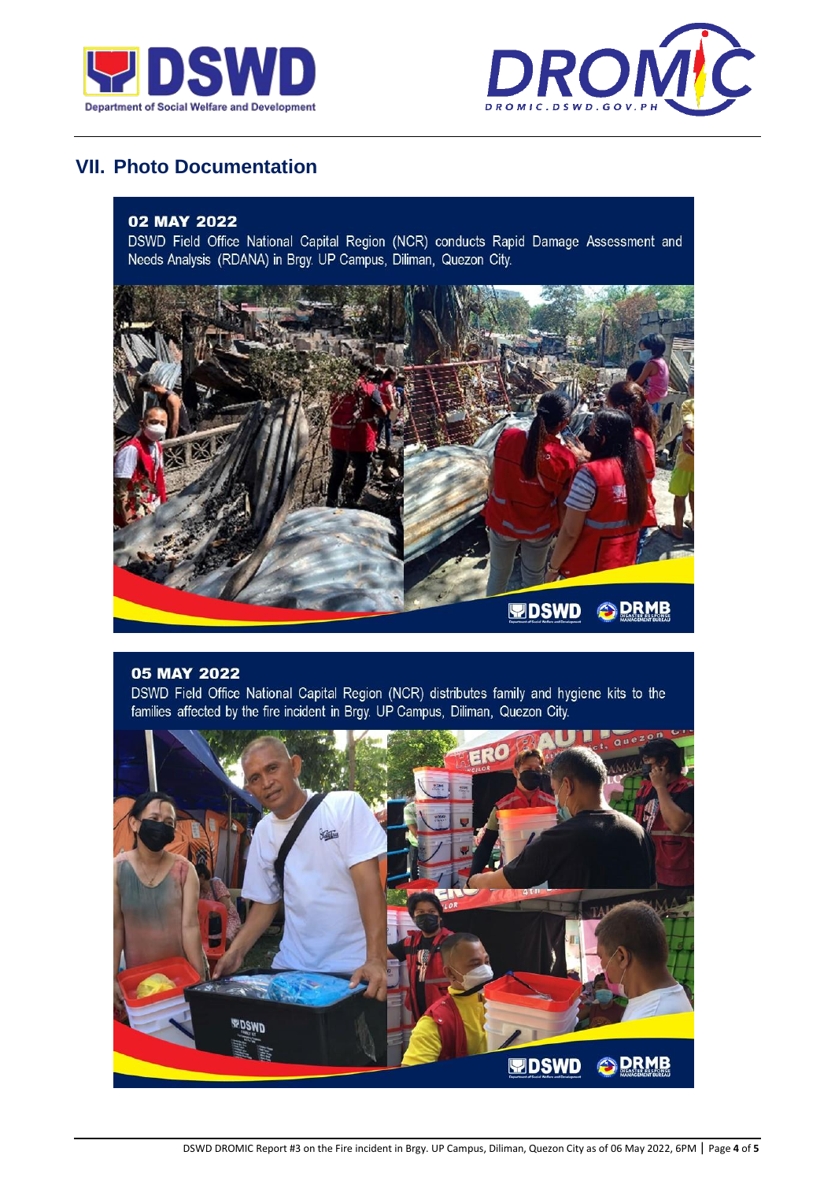## VII. Photo Documentation

**02 MAY 2022**

DSWD Field Office National Capital Region (NCR) conducts Rapid Damage Assessment and Needs Analysis (RDANA) in Brgy. UP Campus, Diliman, Quezon City.

**05 MAY 2022**

DSWD Field Office National Capital Region (NCR) distributes family and hygiene kits to the families affected by the fire incident in Brgy. UP Campus, Diliman, Quezon City.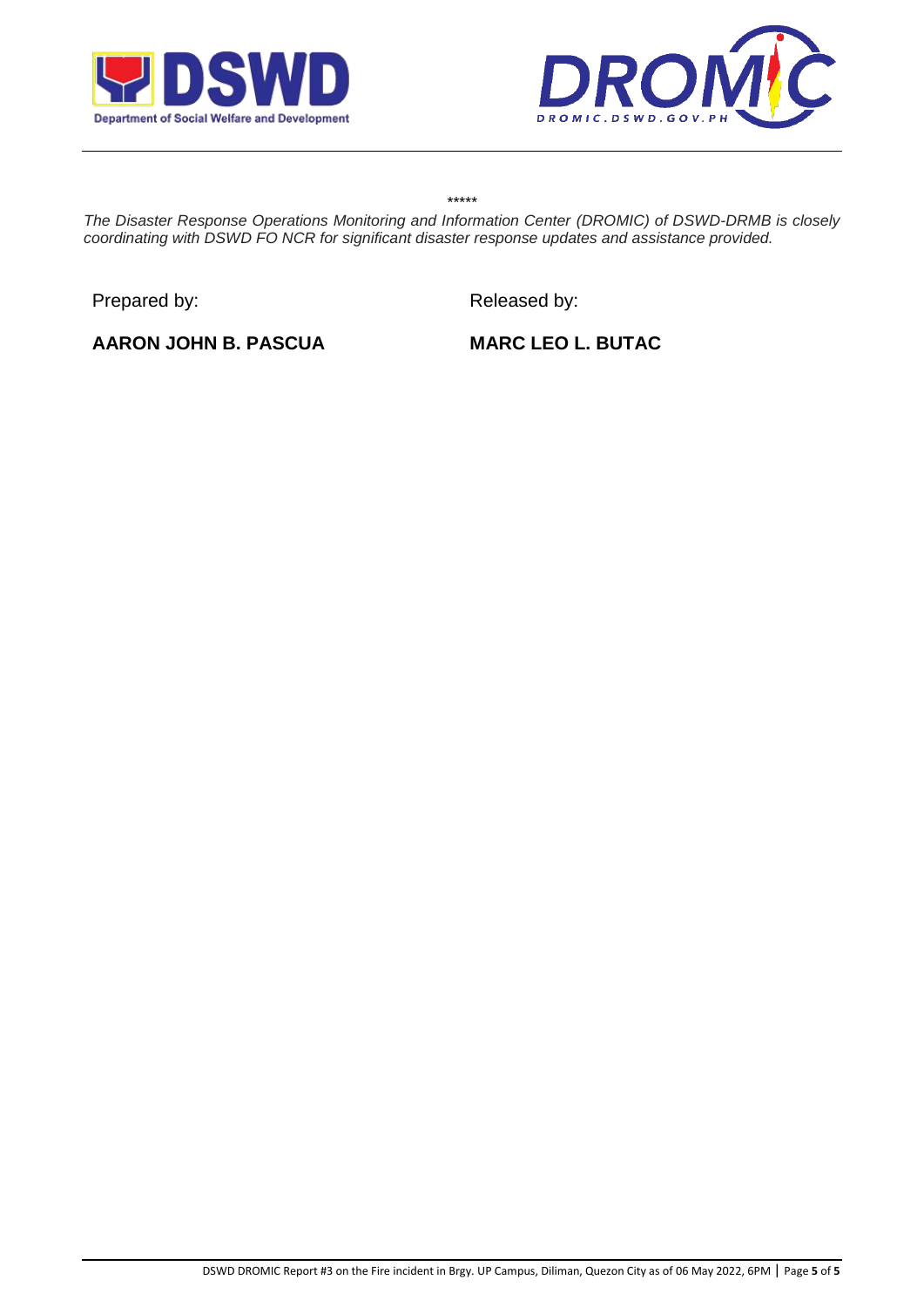*****

*The Disaster Response Operations Monitoring and Information Center (DROMIC) of DSWD-DRMB is closely coordinating with DSWD FO NCR for significant disaster response updates and assistance provided.*

| | |
|---|---|
| Prepared by: | Released by: |
| **AARON JOHN B. PASCUA** | **MARC LEO L. BUTAC** |